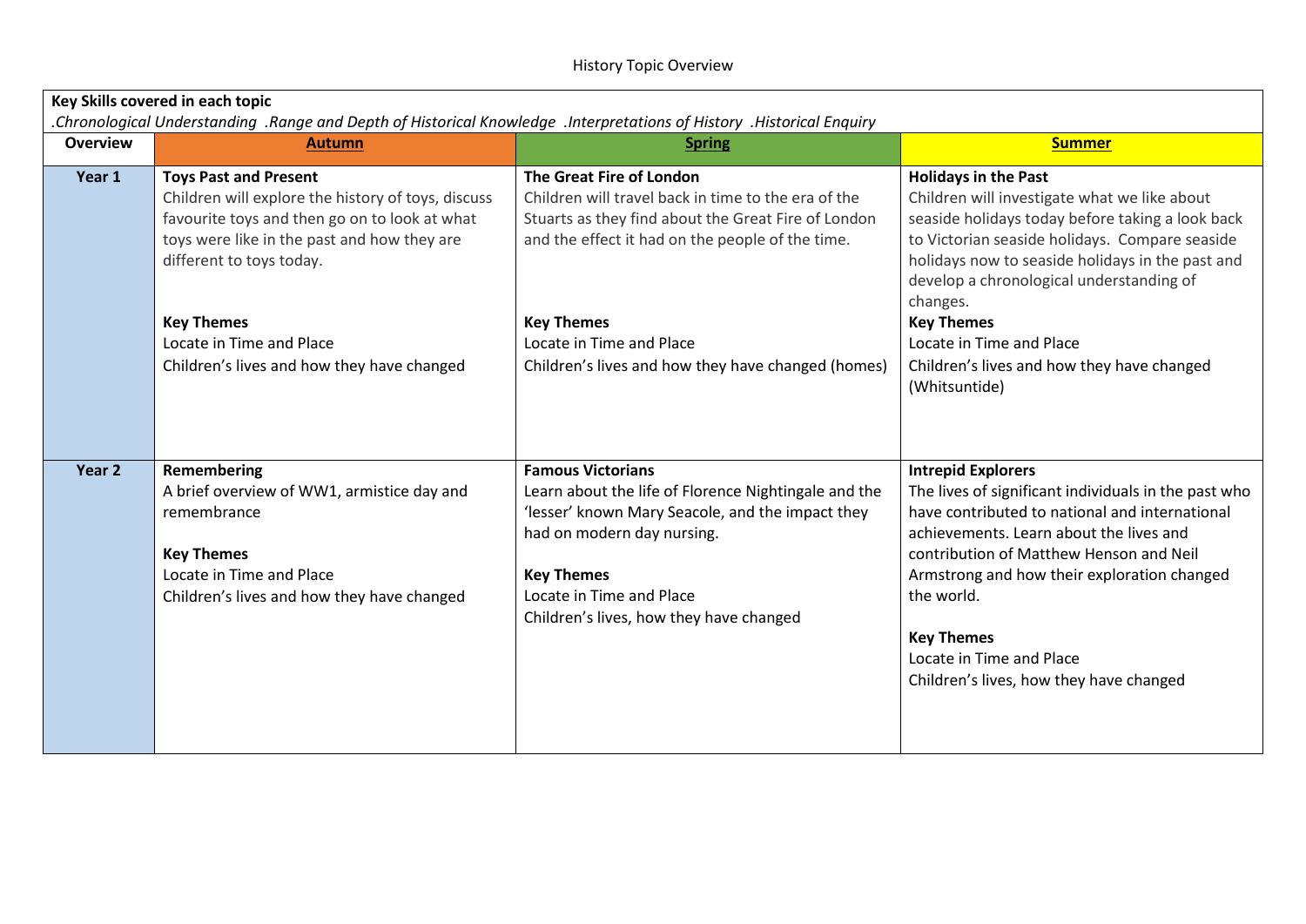History Topic Overview

| Key Skills covered in each topic<br>*.Chronological Understanding .Range and Depth of Historical Knowledge .Interpretations of History .Historical Enquiry* | | | |
|---|---|---|---|
| **Overview** | **Autumn** | **Spring** | **Summer** |
| **Year 1** | **Toys Past and Present**<br>Children will explore the history of toys, discuss favourite toys and then go on to look at what toys were like in the past and how they are different to toys today.<br><br>**Key Themes**<br>Locate in Time and Place<br>Children's lives and how they have changed | **The Great Fire of London**<br>Children will travel back in time to the era of the Stuarts as they find about the Great Fire of London and the effect it had on the people of the time.<br><br>**Key Themes**<br>Locate in Time and Place<br>Children's lives and how they have changed (homes) | **Holidays in the Past**<br>Children will investigate what we like about seaside holidays today before taking a look back to Victorian seaside holidays. Compare seaside holidays now to seaside holidays in the past and develop a chronological understanding of changes.<br>**Key Themes**<br>Locate in Time and Place<br>Children's lives and how they have changed (Whitsuntide) |
| **Year 2** | **Remembering**<br>A brief overview of WW1, armistice day and remembrance<br><br>**Key Themes**<br>Locate in Time and Place<br>Children's lives and how they have changed | **Famous Victorians**<br>Learn about the life of Florence Nightingale and the 'lesser' known Mary Seacole, and the impact they had on modern day nursing.<br><br>**Key Themes**<br>Locate in Time and Place<br>Children's lives, how they have changed | **Intrepid Explorers**<br>The lives of significant individuals in the past who have contributed to national and international achievements. Learn about the lives and contribution of Matthew Henson and Neil Armstrong and how their exploration changed the world.<br><br>**Key Themes**<br>Locate in Time and Place<br>Children's lives, how they have changed |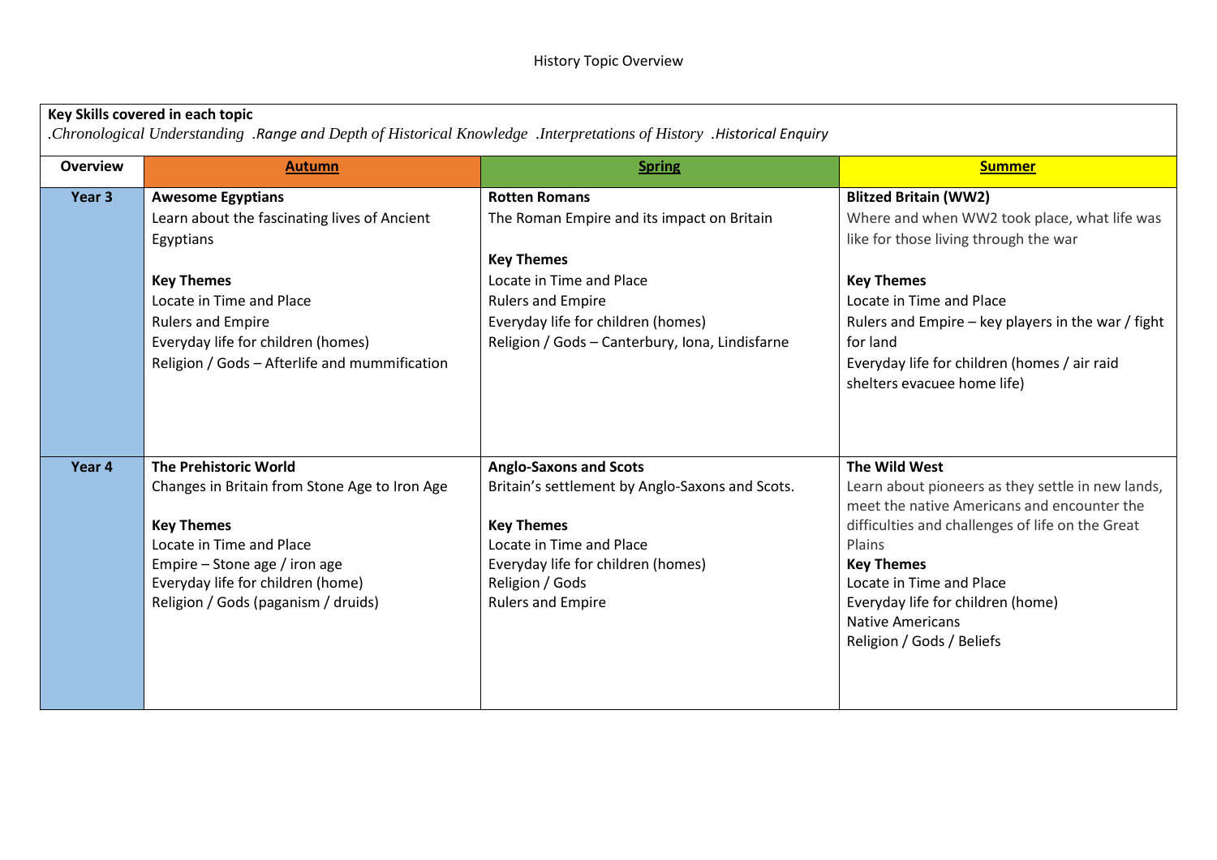History Topic Overview

| **Key Skills covered in each topic**<br>*.Chronological Understanding .Range and Depth of Historical Knowledge .Interpretations of History .Historical Enquiry* | | | |
|---|---|---|---|
| **Overview** | **Autumn** | **Spring** | **Summer** |
| **Year 3** | **Awesome Egyptians**<br>Learn about the fascinating lives of Ancient Egyptians<br><br>**Key Themes**<br>Locate in Time and Place<br>Rulers and Empire<br>Everyday life for children (homes)<br>Religion / Gods – Afterlife and mummification | **Rotten Romans**<br>The Roman Empire and its impact on Britain<br><br>**Key Themes**<br>Locate in Time and Place<br>Rulers and Empire<br>Everyday life for children (homes)<br>Religion / Gods – Canterbury, Iona, Lindisfarne | **Blitzed Britain (WW2)**<br>Where and when WW2 took place, what life was like for those living through the war<br><br>**Key Themes**<br>Locate in Time and Place<br>Rulers and Empire – key players in the war / fight for land<br>Everyday life for children (homes / air raid shelters evacuee home life) |
| **Year 4** | **The Prehistoric World**<br>Changes in Britain from Stone Age to Iron Age<br><br>**Key Themes**<br>Locate in Time and Place<br>Empire – Stone age / iron age<br>Everyday life for children (home)<br>Religion / Gods (paganism / druids) | **Anglo-Saxons and Scots**<br>Britain's settlement by Anglo-Saxons and Scots.<br><br>**Key Themes**<br>Locate in Time and Place<br>Everyday life for children (homes)<br>Religion / Gods<br>Rulers and Empire | **The Wild West**<br>Learn about pioneers as they settle in new lands, meet the native Americans and encounter the difficulties and challenges of life on the Great Plains<br>**Key Themes**<br>Locate in Time and Place<br>Everyday life for children (home)<br>Native Americans<br>Religion / Gods / Beliefs |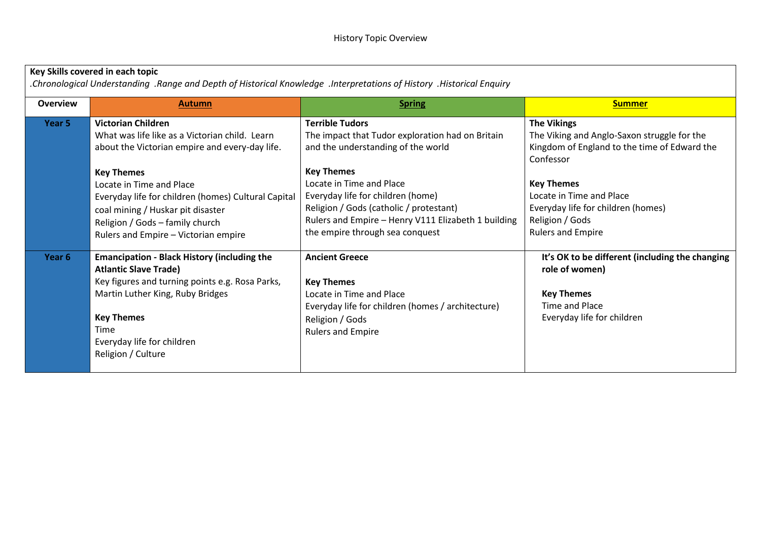History Topic Overview

| **Key Skills covered in each topic**<br>*.Chronological Understanding .Range and Depth of Historical Knowledge .Interpretations of History .Historical Enquiry* | | | |
|---|---|---|---|
| **Overview** | **Autumn** | **Spring** | **Summer** |
| **Year 5** | **Victorian Children**<br>What was life like as a Victorian child. Learn about the Victorian empire and every-day life.<br><br>**Key Themes**<br>Locate in Time and Place<br>Everyday life for children (homes) Cultural Capital coal mining / Huskar pit disaster<br>Religion / Gods – family church<br>Rulers and Empire – Victorian empire | **Terrible Tudors**<br>The impact that Tudor exploration had on Britain and the understanding of the world<br><br>**Key Themes**<br>Locate in Time and Place<br>Everyday life for children (home)<br>Religion / Gods (catholic / protestant)<br>Rulers and Empire – Henry V111 Elizabeth 1 building the empire through sea conquest | **The Vikings**<br>The Viking and Anglo-Saxon struggle for the Kingdom of England to the time of Edward the Confessor<br><br>**Key Themes**<br>Locate in Time and Place<br>Everyday life for children (homes)<br>Religion / Gods<br>Rulers and Empire |
| **Year 6** | **Emancipation - Black History (including the Atlantic Slave Trade)**<br>Key figures and turning points e.g. Rosa Parks, Martin Luther King, Ruby Bridges<br><br>**Key Themes**<br>Time<br>Everyday life for children<br>Religion / Culture | **Ancient Greece**<br><br>**Key Themes**<br>Locate in Time and Place<br>Everyday life for children (homes / architecture)<br>Religion / Gods<br>Rulers and Empire | **It's OK to be different (including the changing role of women)**<br><br>**Key Themes**<br>Time and Place<br>Everyday life for children |